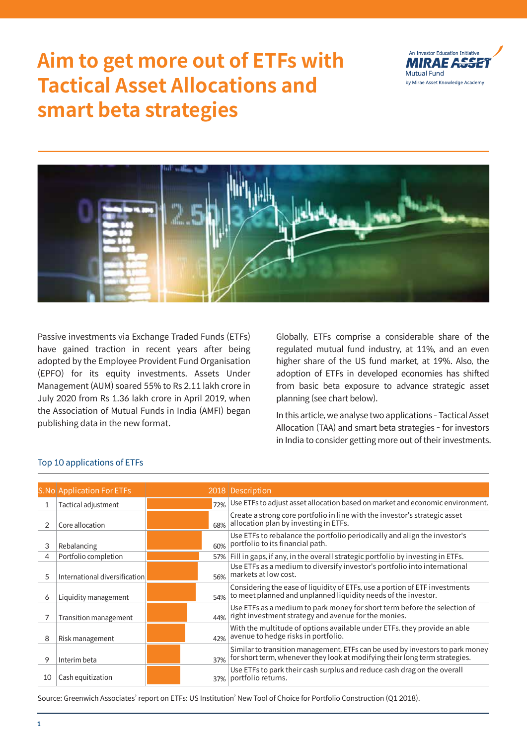# Aim to get more out of ETFs with Tactical Asset Allocations and smart beta strategies

An Investor Education Initiative
MIRAE ASSET Mutual Fund
by Mirae Asset Knowledge Academy

Passive investments via Exchange Traded Funds (ETFs) have gained traction in recent years after being adopted by the Employee Provident Fund Organisation (EPFO) for its equity investments. Assets Under Management (AUM) soared 55% to Rs 2.11 lakh crore in July 2020 from Rs 1.36 lakh crore in April 2019, when the Association of Mutual Funds in India (AMFI) began publishing data in the new format.

Globally, ETFs comprise a considerable share of the regulated mutual fund industry, at 11%, and an even higher share of the US fund market, at 19%. Also, the adoption of ETFs in developed economies has shifted from basic beta exposure to advance strategic asset planning (see chart below).

In this article, we analyse two applications - Tactical Asset Allocation (TAA) and smart beta strategies - for investors in India to consider getting more out of their investments.

### Top 10 applications of ETFs

| S.No | Application For ETFs | 2018 | Description |
|---|---|---|---|
| 1 | Tactical adjustment | 72% | Use ETFs to adjust asset allocation based on market and economic environment. |
| 2 | Core allocation | 68% | Create a strong core portfolio in line with the investor's strategic asset allocation plan by investing in ETFs. |
| 3 | Rebalancing | 60% | Use ETFs to rebalance the portfolio periodically and align the investor's portfolio to its financial path. |
| 4 | Portfolio completion | 57% | Fill in gaps, if any, in the overall strategic portfolio by investing in ETFs. |
| 5 | International diversification | 56% | Use ETFs as a medium to diversify investor's portfolio into international markets at low cost. |
| 6 | Liquidity management | 54% | Considering the ease of liquidity of ETFs, use a portion of ETF investments to meet planned and unplanned liquidity needs of the investor. |
| 7 | Transition management | 44% | Use ETFs as a medium to park money for short term before the selection of right investment strategy and avenue for the monies. |
| 8 | Risk management | 42% | With the multitude of options available under ETFs, they provide an able avenue to hedge risks in portfolio. |
| 9 | Interim beta | 37% | Similar to transition management, ETFs can be used by investors to park money for short term, whenever they look at modifying their long term strategies. |
| 10 | Cash equitization | 37% | Use ETFs to park their cash surplus and reduce cash drag on the overall portfolio returns. |

Source: Greenwich Associates' report on ETFs: US Institution' New Tool of Choice for Portfolio Construction (Q1 2018).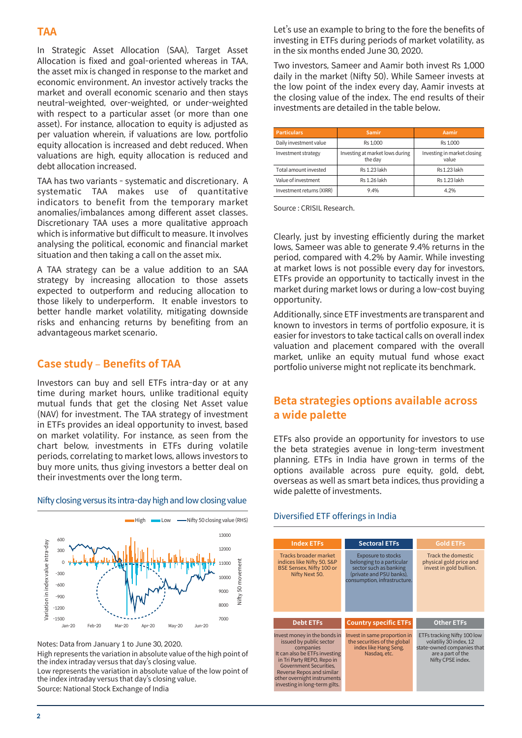## TAA

In Strategic Asset Allocation (SAA), Target Asset Allocation is fixed and goal-oriented whereas in TAA, the asset mix is changed in response to the market and economic environment. An investor actively tracks the market and overall economic scenario and then stays neutral-weighted, over-weighted, or under-weighted with respect to a particular asset (or more than one asset). For instance, allocation to equity is adjusted as per valuation wherein, if valuations are low, portfolio equity allocation is increased and debt reduced. When valuations are high, equity allocation is reduced and debt allocation increased.

TAA has two variants - systematic and discretionary. A systematic TAA makes use of quantitative indicators to benefit from the temporary market anomalies/imbalances among different asset classes. Discretionary TAA uses a more qualitative approach which is informative but difficult to measure. It involves analysing the political, economic and financial market situation and then taking a call on the asset mix.

A TAA strategy can be a value addition to an SAA strategy by increasing allocation to those assets expected to outperform and reducing allocation to those likely to underperform. It enable investors to better handle market volatility, mitigating downside risks and enhancing returns by benefiting from an advantageous market scenario.

## Case study – Benefits of TAA

Investors can buy and sell ETFs intra-day or at any time during market hours, unlike traditional equity mutual funds that get the closing Net Asset value (NAV) for investment. The TAA strategy of investment in ETFs provides an ideal opportunity to invest, based on market volatility. For instance, as seen from the chart below, investments in ETFs during volatile periods, correlating to market lows, allows investors to buy more units, thus giving investors a better deal on their investments over the long term.

Nifty closing versus its intra-day high and low closing value

Notes: Data from January 1 to June 30, 2020.
High represents the variation in absolute value of the high point of the index intraday versus that day's closing value.
Low represents the variation in absolute value of the low point of the index intraday versus that day's closing value.
Source: National Stock Exchange of India

Let's use an example to bring to the fore the benefits of investing in ETFs during periods of market volatility, as in the six months ended June 30, 2020.

Two investors, Sameer and Aamir both invest Rs 1,000 daily in the market (Nifty 50). While Sameer invests at the low point of the index every day, Aamir invests at the closing value of the index. The end results of their investments are detailed in the table below.

| Particulars | Samir | Aamir |
|---|---|---|
| Daily investment value | Rs 1,000 | Rs 1,000 |
| Investment strategy | Investing at market lows during the day | Investing in market closing value |
| Total amount invested | Rs 1.23 lakh | Rs 1.23 lakh |
| Value of investment | Rs 1.26 lakh | Rs 1.23 lakh |
| Investment returns (XIRR) | 9.4% | 4.2% |

Source : CRISIL Research.

Clearly, just by investing efficiently during the market lows, Sameer was able to generate 9.4% returns in the period, compared with 4.2% by Aamir. While investing at market lows is not possible every day for investors, ETFs provide an opportunity to tactically invest in the market during market lows or during a low-cost buying opportunity.

Additionally, since ETF investments are transparent and known to investors in terms of portfolio exposure, it is easier for investors to take tactical calls on overall index valuation and placement compared with the overall market, unlike an equity mutual fund whose exact portfolio universe might not replicate its benchmark.

## Beta strategies options available across a wide palette

ETFs also provide an opportunity for investors to use the beta strategies avenue in long-term investment planning. ETFs in India have grown in terms of the options available across pure equity, gold, debt, overseas as well as smart beta indices, thus providing a wide palette of investments.

Diversified ETF offerings in India

| Index ETFs | Sectoral ETFs | Gold ETFs |
|---|---|---|
| Tracks broader market indices like Nifty 50, S&P BSE Sensex, Nifty 100 or Nifty Next 50. | Exposure to stocks belonging to a particular sector such as banking (private and PSU banks), consumption, infrastructure. | Track the domestic physical gold price and invest in gold bullion. |

| Debt ETFs | Country specific ETFs | Other ETFs |
|---|---|---|
| Invest money in the bonds in issued by public sector companies. It can also be ETFs investing in Tri Party REPO, Repo in Government Securities, Reverse Repos and similar other overnight instruments investing in long-term gilts. | Invest in same proportion in the securities of the global index like Hang Seng, Nasdaq, etc. | ETFs tracking Nifty 100 low volatiliy 30 index, 12 state-owned companies that are a part of the Nifty CPSE index. |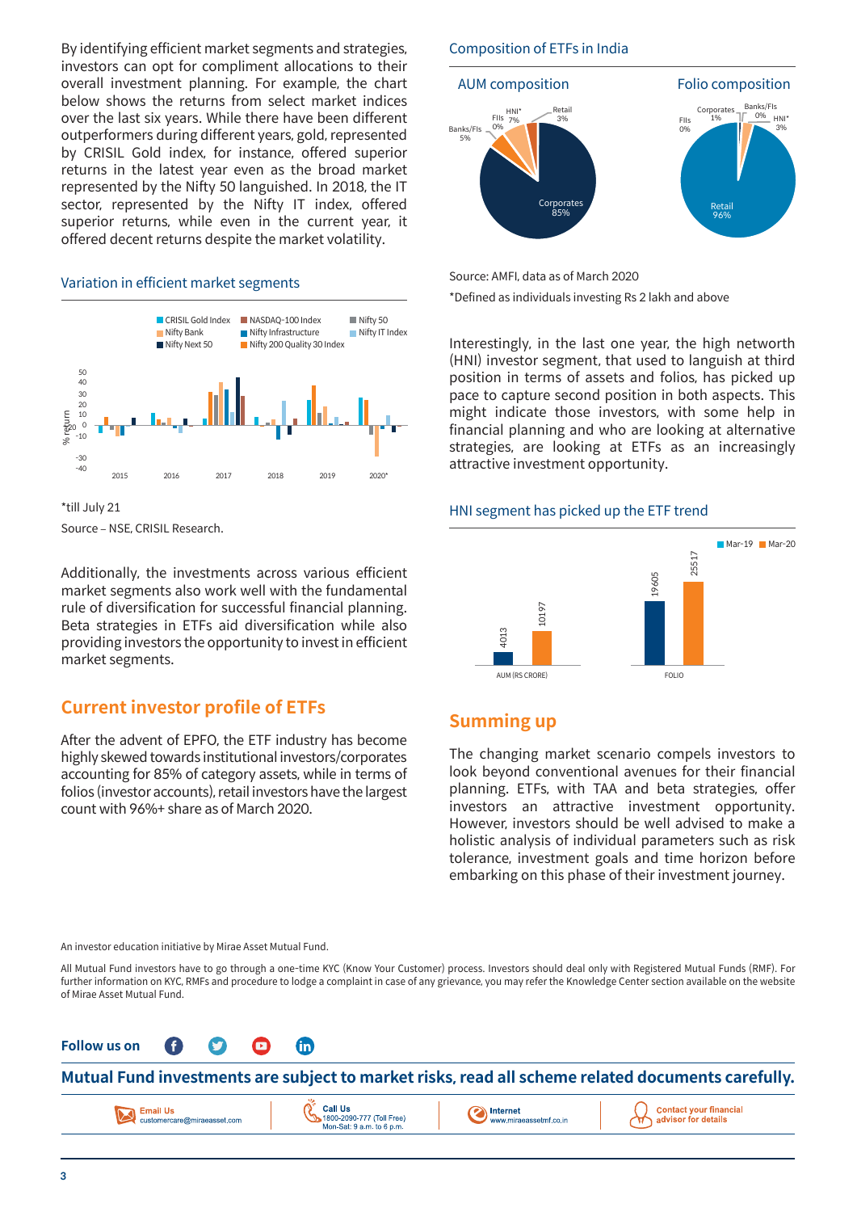By identifying efficient market segments and strategies, investors can opt for compliment allocations to their overall investment planning. For example, the chart below shows the returns from select market indices over the last six years. While there have been different outperformers during different years, gold, represented by CRISIL Gold index, for instance, offered superior returns in the latest year even as the broad market represented by the Nifty 50 languished. In 2018, the IT sector, represented by the Nifty IT index, offered superior returns, while even in the current year, it offered decent returns despite the market volatility.

### Variation in efficient market segments

CRISIL Gold Index
NASDAQ-100 Index
Nifty 50
Nifty Bank
Nifty Infrastructure
Nifty IT Index
Nifty Next 50
Nifty 200 Quality 30 Index

% return

50
40
30
20
10
0
-10
-20
-30
-40

2015
2016
2017
2018
2019
2020*

*till July 21

Source – NSE, CRISIL Research.

Additionally, the investments across various efficient market segments also work well with the fundamental rule of diversification for successful financial planning. Beta strategies in ETFs aid diversification while also providing investors the opportunity to invest in efficient market segments.

## Current investor profile of ETFs

After the advent of EPFO, the ETF industry has become highly skewed towards institutional investors/corporates accounting for 85% of category assets, while in terms of folios (investor accounts), retail investors have the largest count with 96%+ share as of March 2020.

### Composition of ETFs in India

AUM composition

Corporates 85%
Banks/FIs 5%
FIIs 0%
HNI* 7%
Retail 3%

Folio composition

Corporates 1%
Banks/FIs 0%
FIIs 0%
HNI* 3%
Retail 96%

Source: AMFI, data as of March 2020

*Defined as individuals investing Rs 2 lakh and above

Interestingly, in the last one year, the high networth (HNI) investor segment, that used to languish at third position in terms of assets and folios, has picked up pace to capture second position in both aspects. This might indicate those investors, with some help in financial planning and who are looking at alternative strategies, are looking at ETFs as an increasingly attractive investment opportunity.

### HNI segment has picked up the ETF trend

Mar-19
Mar-20

AUM (RS CRORE)
4013
10197

FOLIO
19605
25517

## Summing up

The changing market scenario compels investors to look beyond conventional avenues for their financial planning. ETFs, with TAA and beta strategies, offer investors an attractive investment opportunity. However, investors should be well advised to make a holistic analysis of individual parameters such as risk tolerance, investment goals and time horizon before embarking on this phase of their investment journey.

An investor education initiative by Mirae Asset Mutual Fund.

All Mutual Fund investors have to go through a one-time KYC (Know Your Customer) process. Investors should deal only with Registered Mutual Funds (RMF). For further information on KYC, RMFs and procedure to lodge a complaint in case of any grievance, you may refer the Knowledge Center section available on the website of Mirae Asset Mutual Fund.

**Follow us on**

**Mutual Fund investments are subject to market risks, read all scheme related documents carefully.**

Email Us
customercare@miraeasset.com

Call Us
1800-2090-777 (Toll Free)
Mon-Sat: 9 a.m. to 6 p.m.

Internet
www.miraeassetmf.co.in

Contact your financial advisor for details